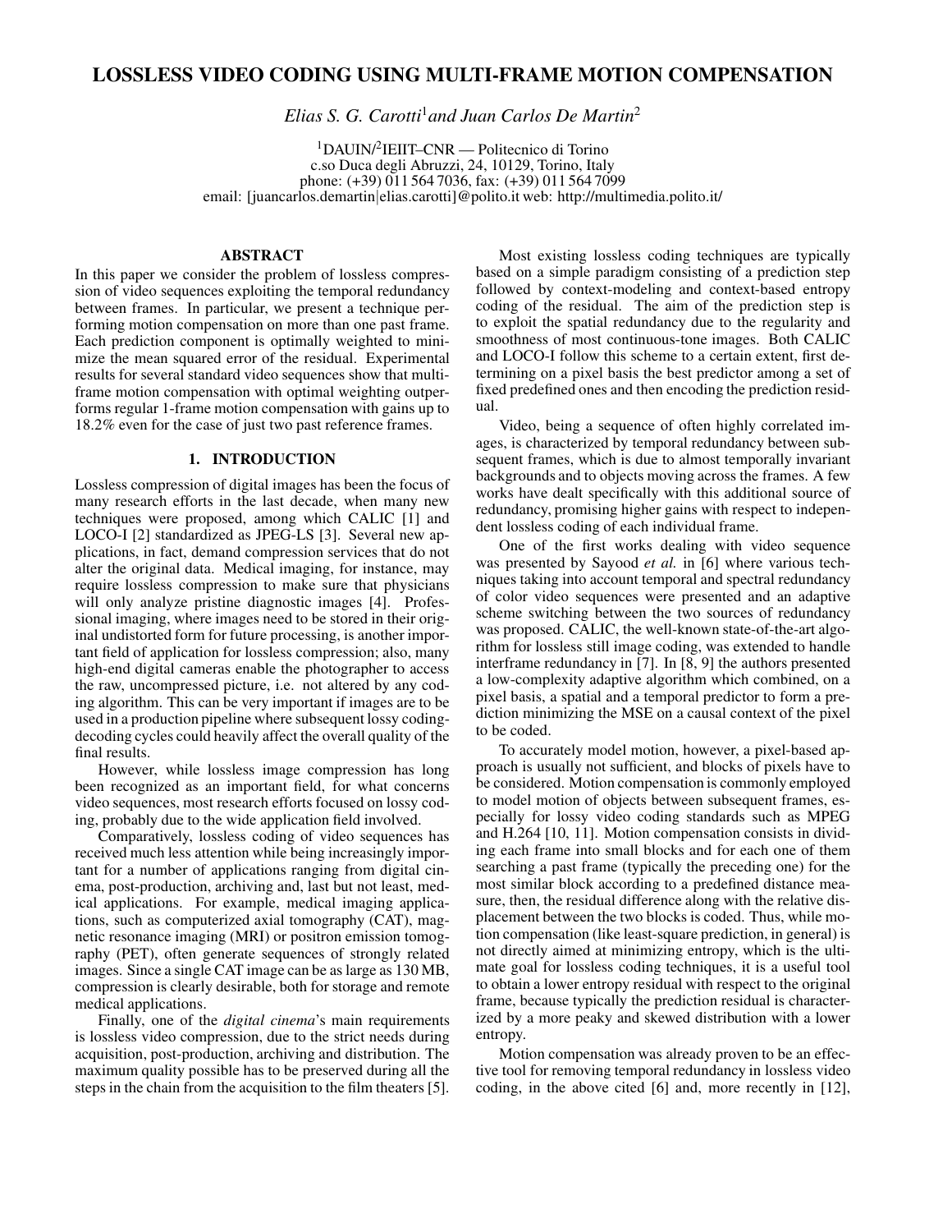# LOSSLESS VIDEO CODING USING MULTI-FRAME MOTION COMPENSATION

*Elias S. G. Carotti*[1] *and Juan Carlos De Martin*[2]

[1]DAUIN/[2]IEIIT–CNR — Politecnico di Torino
c.so Duca degli Abruzzi, 24, 10129, Torino, Italy
phone: (+39) 011 564 7036, fax: (+39) 011 564 7099
email: [juancarlos.demartin|elias.carotti]@polito.it web: http://multimedia.polito.it/

## ABSTRACT

In this paper we consider the problem of lossless compression of video sequences exploiting the temporal redundancy between frames. In particular, we present a technique performing motion compensation on more than one past frame. Each prediction component is optimally weighted to minimize the mean squared error of the residual. Experimental results for several standard video sequences show that multi-frame motion compensation with optimal weighting outperforms regular 1-frame motion compensation with gains up to 18.2% even for the case of just two past reference frames.

## 1. INTRODUCTION

Lossless compression of digital images has been the focus of many research efforts in the last decade, when many new techniques were proposed, among which CALIC [1] and LOCO-I [2] standardized as JPEG-LS [3]. Several new applications, in fact, demand compression services that do not alter the original data. Medical imaging, for instance, may require lossless compression to make sure that physicians will only analyze pristine diagnostic images [4]. Professional imaging, where images need to be stored in their original undistorted form for future processing, is another important field of application for lossless compression; also, many high-end digital cameras enable the photographer to access the raw, uncompressed picture, i.e. not altered by any coding algorithm. This can be very important if images are to be used in a production pipeline where subsequent lossy coding-decoding cycles could heavily affect the overall quality of the final results.

However, while lossless image compression has long been recognized as an important field, for what concerns video sequences, most research efforts focused on lossy coding, probably due to the wide application field involved.

Comparatively, lossless coding of video sequences has received much less attention while being increasingly important for a number of applications ranging from digital cinema, post-production, archiving and, last but not least, medical applications. For example, medical imaging applications, such as computerized axial tomography (CAT), magnetic resonance imaging (MRI) or positron emission tomography (PET), often generate sequences of strongly related images. Since a single CAT image can be as large as 130 MB, compression is clearly desirable, both for storage and remote medical applications.

Finally, one of the *digital cinema*'s main requirements is lossless video compression, due to the strict needs during acquisition, post-production, archiving and distribution. The maximum quality possible has to be preserved during all the steps in the chain from the acquisition to the film theaters [5].

Most existing lossless coding techniques are typically based on a simple paradigm consisting of a prediction step followed by context-modeling and context-based entropy coding of the residual. The aim of the prediction step is to exploit the spatial redundancy due to the regularity and smoothness of most continuous-tone images. Both CALIC and LOCO-I follow this scheme to a certain extent, first determining on a pixel basis the best predictor among a set of fixed predefined ones and then encoding the prediction residual.

Video, being a sequence of often highly correlated images, is characterized by temporal redundancy between subsequent frames, which is due to almost temporally invariant backgrounds and to objects moving across the frames. A few works have dealt specifically with this additional source of redundancy, promising higher gains with respect to independent lossless coding of each individual frame.

One of the first works dealing with video sequence was presented by Sayood *et al.* in [6] where various techniques taking into account temporal and spectral redundancy of color video sequences were presented and an adaptive scheme switching between the two sources of redundancy was proposed. CALIC, the well-known state-of-the-art algorithm for lossless still image coding, was extended to handle interframe redundancy in [7]. In [8, 9] the authors presented a low-complexity adaptive algorithm which combined, on a pixel basis, a spatial and a temporal predictor to form a prediction minimizing the MSE on a causal context of the pixel to be coded.

To accurately model motion, however, a pixel-based approach is usually not sufficient, and blocks of pixels have to be considered. Motion compensation is commonly employed to model motion of objects between subsequent frames, especially for lossy video coding standards such as MPEG and H.264 [10, 11]. Motion compensation consists in dividing each frame into small blocks and for each one of them searching a past frame (typically the preceding one) for the most similar block according to a predefined distance measure, then, the residual difference along with the relative displacement between the two blocks is coded. Thus, while motion compensation (like least-square prediction, in general) is not directly aimed at minimizing entropy, which is the ultimate goal for lossless coding techniques, it is a useful tool to obtain a lower entropy residual with respect to the original frame, because typically the prediction residual is characterized by a more peaky and skewed distribution with a lower entropy.

Motion compensation was already proven to be an effective tool for removing temporal redundancy in lossless video coding, in the above cited [6] and, more recently in [12],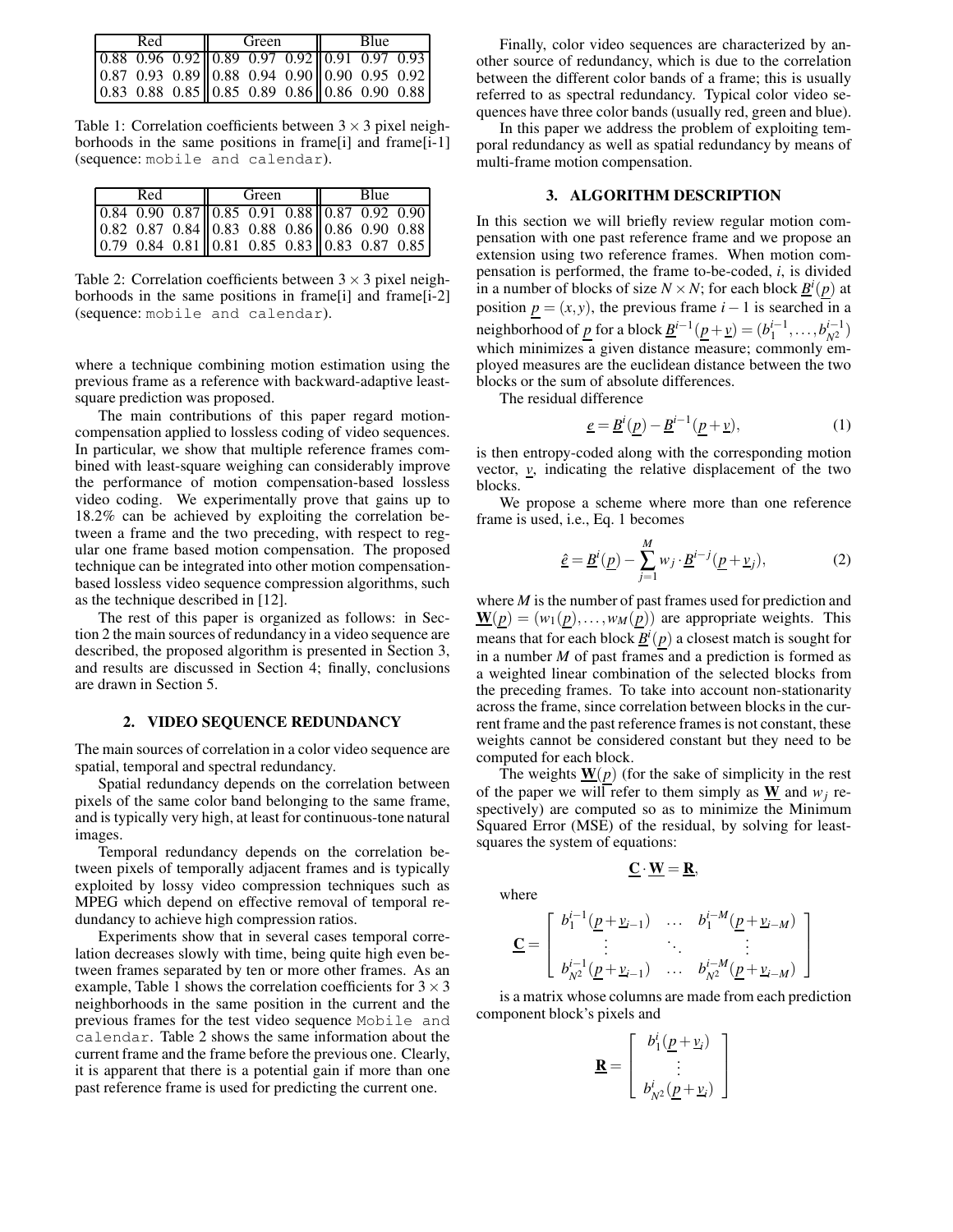| Red | | | Green | | | Blue | | |
|---|---|---|---|---|---|---|---|---|
| 0.88 | 0.96 | 0.92 | 0.89 | 0.97 | 0.92 | 0.91 | 0.97 | 0.93 |
| 0.87 | 0.93 | 0.89 | 0.88 | 0.94 | 0.90 | 0.90 | 0.95 | 0.92 |
| 0.83 | 0.88 | 0.85 | 0.85 | 0.89 | 0.86 | 0.86 | 0.90 | 0.88 |

Table 1: Correlation coefficients between $3 \times 3$ pixel neighborhoods in the same positions in frame[i] and frame[i-1] (sequence: `mobile and calendar`).

| Red | | | Green | | | Blue | | |
|---|---|---|---|---|---|---|---|---|
| 0.84 | 0.90 | 0.87 | 0.85 | 0.91 | 0.88 | 0.87 | 0.92 | 0.90 |
| 0.82 | 0.87 | 0.84 | 0.83 | 0.88 | 0.86 | 0.86 | 0.90 | 0.88 |
| 0.79 | 0.84 | 0.81 | 0.81 | 0.85 | 0.83 | 0.83 | 0.87 | 0.85 |

Table 2: Correlation coefficients between $3 \times 3$ pixel neighborhoods in the same positions in frame[i] and frame[i-2] (sequence: `mobile and calendar`).

where a technique combining motion estimation using the previous frame as a reference with backward-adaptive least-square prediction was proposed.

The main contributions of this paper regard motion-compensation applied to lossless coding of video sequences. In particular, we show that multiple reference frames combined with least-square weighing can considerably improve the performance of motion compensation-based lossless video coding. We experimentally prove that gains up to 18.2% can be achieved by exploiting the correlation between a frame and the two preceding, with respect to regular one frame based motion compensation. The proposed technique can be integrated into other motion compensation-based lossless video sequence compression algorithms, such as the technique described in [12].

The rest of this paper is organized as follows: in Section 2 the main sources of redundancy in a video sequence are described, the proposed algorithm is presented in Section 3, and results are discussed in Section 4; finally, conclusions are drawn in Section 5.

## 2. VIDEO SEQUENCE REDUNDANCY

The main sources of correlation in a color video sequence are spatial, temporal and spectral redundancy.

Spatial redundancy depends on the correlation between pixels of the same color band belonging to the same frame, and is typically very high, at least for continuous-tone natural images.

Temporal redundancy depends on the correlation between pixels of temporally adjacent frames and is typically exploited by lossy video compression techniques such as MPEG which depend on effective removal of temporal redundancy to achieve high compression ratios.

Experiments show that in several cases temporal correlation decreases slowly with time, being quite high even between frames separated by ten or more other frames. As an example, Table 1 shows the correlation coefficients for $3 \times 3$ neighborhoods in the same position in the current and the previous frames for the test video sequence `Mobile and calendar`. Table 2 shows the same information about the current frame and the frame before the previous one. Clearly, it is apparent that there is a potential gain if more than one past reference frame is used for predicting the current one.

Finally, color video sequences are characterized by another source of redundancy, which is due to the correlation between the different color bands of a frame; this is usually referred to as spectral redundancy. Typical color video sequences have three color bands (usually red, green and blue).

In this paper we address the problem of exploiting temporal redundancy as well as spatial redundancy by means of multi-frame motion compensation.

## 3. ALGORITHM DESCRIPTION

In this section we will briefly review regular motion compensation with one past reference frame and we propose an extension using two reference frames. When motion compensation is performed, the frame to-be-coded, $i$, is divided in a number of blocks of size $N \times N$; for each block $\underline{B}^i(\underline{p})$ at position $\underline{p} = (x, y)$, the previous frame $i-1$ is searched in a neighborhood of $\underline{p}$ for a block $\underline{B}^{i-1}(\underline{p}+\underline{v}) = (b_1^{i-1}, \ldots, b_{N^2}^{i-1})$ which minimizes a given distance measure; commonly employed measures are the euclidean distance between the two blocks or the sum of absolute differences.

The residual difference

$$\underline{e} = \underline{B}^i(\underline{p}) - \underline{B}^{i-1}(\underline{p}+\underline{v}), \tag{1}$$

is then entropy-coded along with the corresponding motion vector, $\underline{v}$, indicating the relative displacement of the two blocks.

We propose a scheme where more than one reference frame is used, i.e., Eq. 1 becomes

$$\hat{\underline{e}} = \underline{B}^i(\underline{p}) - \sum_{j=1}^{M} w_j \cdot \underline{B}^{i-j}(\underline{p}+\underline{v}_j), \tag{2}$$

where $M$ is the number of past frames used for prediction and $\underline{\mathbf{W}}(\underline{p}) = (w_1(\underline{p}), \ldots, w_M(\underline{p}))$ are appropriate weights. This means that for each block $\underline{B}^i(\underline{p})$ a closest match is sought for in a number $M$ of past frames and a prediction is formed as a weighted linear combination of the selected blocks from the preceding frames. To take into account non-stationarity across the frame, since correlation between blocks in the current frame and the past reference frames is not constant, these weights cannot be considered constant but they need to be computed for each block.

The weights $\underline{\mathbf{W}}(\underline{p})$ (for the sake of simplicity in the rest of the paper we will refer to them simply as $\underline{\mathbf{W}}$ and $w_j$ respectively) are computed so as to minimize the Minimum Squared Error (MSE) of the residual, by solving for least-squares the system of equations:

$$\underline{\mathbf{C}} \cdot \underline{\mathbf{W}} = \underline{\mathbf{R}},$$

where

$$\underline{\mathbf{C}} = \begin{bmatrix} b_1^{i-1}(\underline{p}+\underline{v}_{i-1}) & \ldots & b_1^{i-M}(\underline{p}+\underline{v}_{i-M}) \\ \vdots & \ddots & \vdots \\ b_{N^2}^{i-1}(\underline{p}+\underline{v}_{i-1}) & \ldots & b_{N^2}^{i-M}(\underline{p}+\underline{v}_{i-M}) \end{bmatrix}$$

is a matrix whose columns are made from each prediction component block's pixels and

$$\underline{\mathbf{R}} = \begin{bmatrix} b_1^i(\underline{p}+\underline{v}_i) \\ \vdots \\ b_{N^2}^i(\underline{p}+\underline{v}_i) \end{bmatrix}$$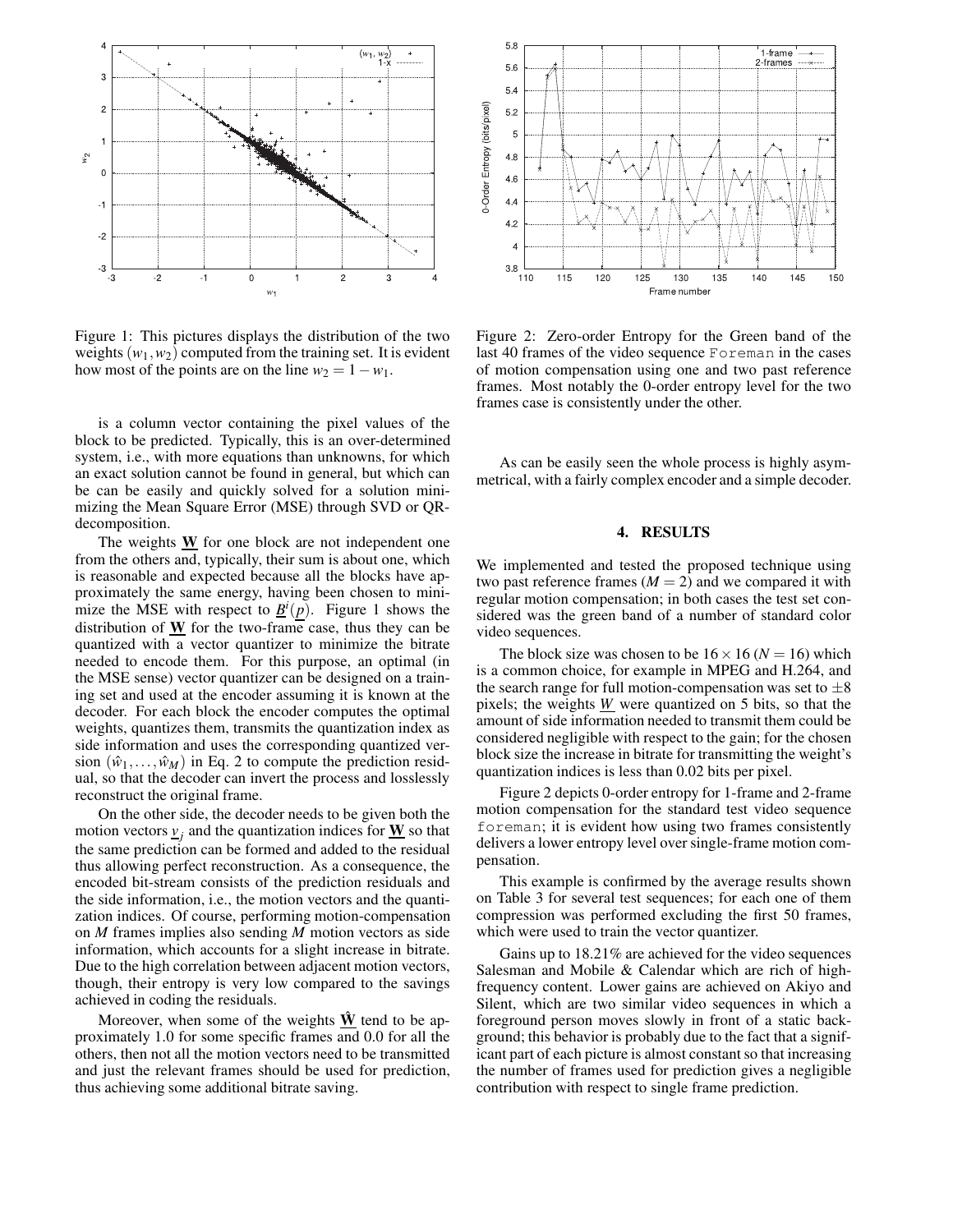Figure 1: This pictures displays the distribution of the two weights $(w_1, w_2)$ computed from the training set. It is evident how most of the points are on the line $w_2 = 1 - w_1$.

Figure 2: Zero-order Entropy for the Green band of the last 40 frames of the video sequence Foreman in the cases of motion compensation using one and two past reference frames. Most notably the 0-order entropy level for the two frames case is consistently under the other.

is a column vector containing the pixel values of the block to be predicted. Typically, this is an over-determined system, i.e., with more equations than unknowns, for which an exact solution cannot be found in general, but which can be can be easily and quickly solved for a solution minimizing the Mean Square Error (MSE) through SVD or QR-decomposition.

The weights $\underline{\mathbf{W}}$ for one block are not independent one from the others and, typically, their sum is about one, which is reasonable and expected because all the blocks have approximately the same energy, having been chosen to minimize the MSE with respect to $\underline{B}^i(\underline{p})$. Figure 1 shows the distribution of $\underline{\mathbf{W}}$ for the two-frame case, thus they can be quantized with a vector quantizer to minimize the bitrate needed to encode them. For this purpose, an optimal (in the MSE sense) vector quantizer can be designed on a training set and used at the encoder assuming it is known at the decoder. For each block the encoder computes the optimal weights, quantizes them, transmits the quantization index as side information and uses the corresponding quantized version $(\hat{w}_1, \ldots, \hat{w}_M)$ in Eq. 2 to compute the prediction residual, so that the decoder can invert the process and losslessly reconstruct the original frame.

On the other side, the decoder needs to be given both the motion vectors $\underline{v}_j$ and the quantization indices for $\underline{\mathbf{W}}$ so that the same prediction can be formed and added to the residual thus allowing perfect reconstruction. As a consequence, the encoded bit-stream consists of the prediction residuals and the side information, i.e., the motion vectors and the quantization indices. Of course, performing motion-compensation on $M$ frames implies also sending $M$ motion vectors as side information, which accounts for a slight increase in bitrate. Due to the high correlation between adjacent motion vectors, though, their entropy is very low compared to the savings achieved in coding the residuals.

Moreover, when some of the weights $\underline{\hat{\mathbf{W}}}$ tend to be approximately 1.0 for some specific frames and 0.0 for all the others, then not all the motion vectors need to be transmitted and just the relevant frames should be used for prediction, thus achieving some additional bitrate saving.

As can be easily seen the whole process is highly asymmetrical, with a fairly complex encoder and a simple decoder.

## 4. RESULTS

We implemented and tested the proposed technique using two past reference frames ($M = 2$) and we compared it with regular motion compensation; in both cases the test set considered was the green band of a number of standard color video sequences.

The block size was chosen to be $16 \times 16$ ($N = 16$) which is a common choice, for example in MPEG and H.264, and the search range for full motion-compensation was set to $\pm 8$ pixels; the weights $\underline{W}$ were quantized on 5 bits, so that the amount of side information needed to transmit them could be considered negligible with respect to the gain; for the chosen block size the increase in bitrate for transmitting the weight's quantization indices is less than 0.02 bits per pixel.

Figure 2 depicts 0-order entropy for 1-frame and 2-frame motion compensation for the standard test video sequence foreman; it is evident how using two frames consistently delivers a lower entropy level over single-frame motion compensation.

This example is confirmed by the average results shown on Table 3 for several test sequences; for each one of them compression was performed excluding the first 50 frames, which were used to train the vector quantizer.

Gains up to 18.21% are achieved for the video sequences Salesman and Mobile & Calendar which are rich of high-frequency content. Lower gains are achieved on Akiyo and Silent, which are two similar video sequences in which a foreground person moves slowly in front of a static background; this behavior is probably due to the fact that a significant part of each picture is almost constant so that increasing the number of frames used for prediction gives a negligible contribution with respect to single frame prediction.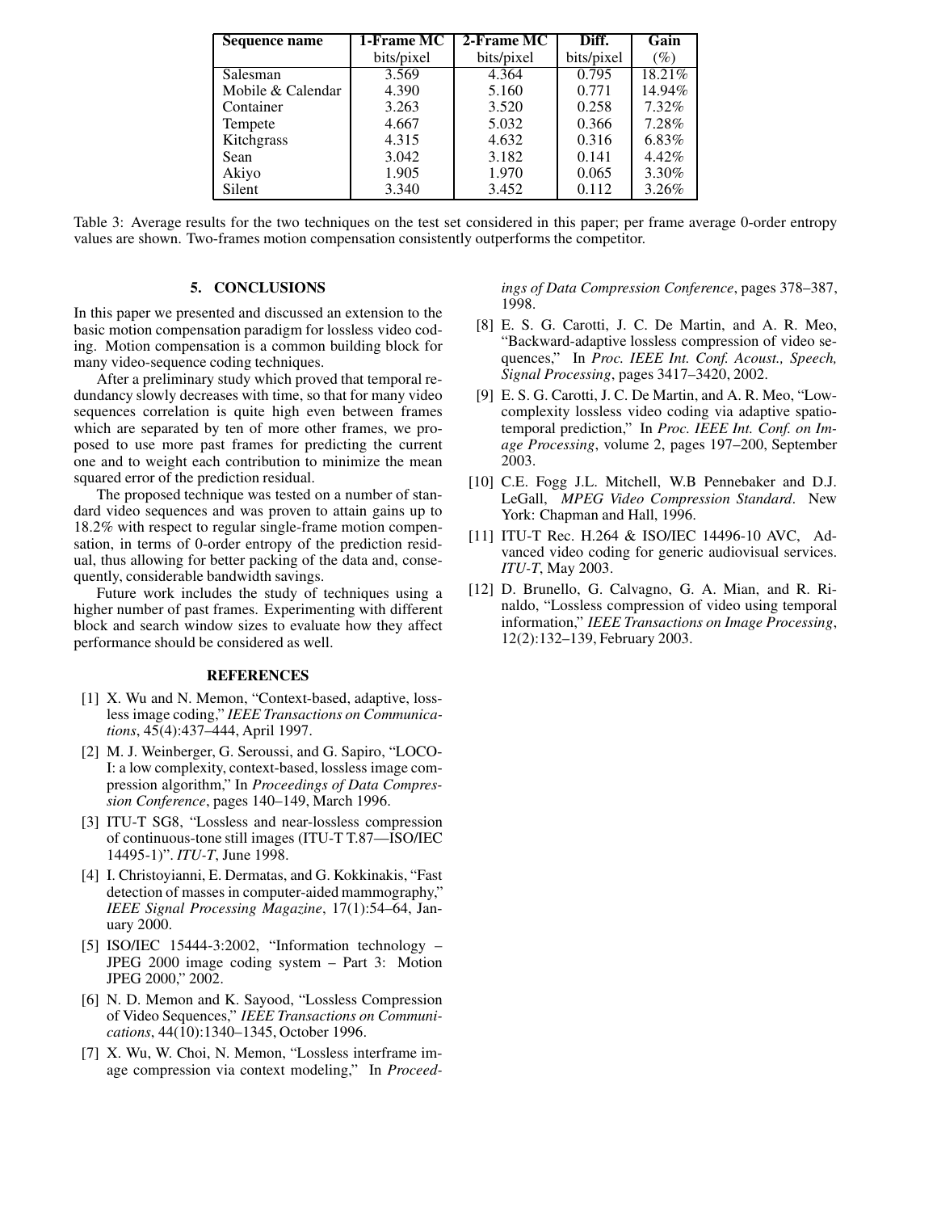| Sequence name | 1-Frame MC bits/pixel | 2-Frame MC bits/pixel | Diff. bits/pixel | Gain (%) |
|---|---|---|---|---|
| Salesman | 3.569 | 4.364 | 0.795 | 18.21% |
| Mobile & Calendar | 4.390 | 5.160 | 0.771 | 14.94% |
| Container | 3.263 | 3.520 | 0.258 | 7.32% |
| Tempete | 4.667 | 5.032 | 0.366 | 7.28% |
| Kitchgrass | 4.315 | 4.632 | 0.316 | 6.83% |
| Sean | 3.042 | 3.182 | 0.141 | 4.42% |
| Akiyo | 1.905 | 1.970 | 0.065 | 3.30% |
| Silent | 3.340 | 3.452 | 0.112 | 3.26% |

Table 3: Average results for the two techniques on the test set considered in this paper; per frame average 0-order entropy values are shown. Two-frames motion compensation consistently outperforms the competitor.

## 5. CONCLUSIONS

In this paper we presented and discussed an extension to the basic motion compensation paradigm for lossless video coding. Motion compensation is a common building block for many video-sequence coding techniques.

After a preliminary study which proved that temporal redundancy slowly decreases with time, so that for many video sequences correlation is quite high even between frames which are separated by ten of more other frames, we proposed to use more past frames for predicting the current one and to weight each contribution to minimize the mean squared error of the prediction residual.

The proposed technique was tested on a number of standard video sequences and was proven to attain gains up to 18.2% with respect to regular single-frame motion compensation, in terms of 0-order entropy of the prediction residual, thus allowing for better packing of the data and, consequently, considerable bandwidth savings.

Future work includes the study of techniques using a higher number of past frames. Experimenting with different block and search window sizes to evaluate how they affect performance should be considered as well.

## REFERENCES

[1] X. Wu and N. Memon, "Context-based, adaptive, lossless image coding," *IEEE Transactions on Communications*, 45(4):437–444, April 1997.

[2] M. J. Weinberger, G. Seroussi, and G. Sapiro, "LOCO-I: a low complexity, context-based, lossless image compression algorithm," In *Proceedings of Data Compression Conference*, pages 140–149, March 1996.

[3] ITU-T SG8, "Lossless and near-lossless compression of continuous-tone still images (ITU-T T.87—ISO/IEC 14495-1)". *ITU-T*, June 1998.

[4] I. Christoyianni, E. Dermatas, and G. Kokkinakis, "Fast detection of masses in computer-aided mammography," *IEEE Signal Processing Magazine*, 17(1):54–64, January 2000.

[5] ISO/IEC 15444-3:2002, "Information technology – JPEG 2000 image coding system – Part 3: Motion JPEG 2000," 2002.

[6] N. D. Memon and K. Sayood, "Lossless Compression of Video Sequences," *IEEE Transactions on Communications*, 44(10):1340–1345, October 1996.

[7] X. Wu, W. Choi, N. Memon, "Lossless interframe image compression via context modeling," In *Proceedings of Data Compression Conference*, pages 378–387, 1998.

[8] E. S. G. Carotti, J. C. De Martin, and A. R. Meo, "Backward-adaptive lossless compression of video sequences," In *Proc. IEEE Int. Conf. Acoust., Speech, Signal Processing*, pages 3417–3420, 2002.

[9] E. S. G. Carotti, J. C. De Martin, and A. R. Meo, "Low-complexity lossless video coding via adaptive spatio-temporal prediction," In *Proc. IEEE Int. Conf. on Image Processing*, volume 2, pages 197–200, September 2003.

[10] C.E. Fogg J.L. Mitchell, W.B Pennebaker and D.J. LeGall, *MPEG Video Compression Standard*. New York: Chapman and Hall, 1996.

[11] ITU-T Rec. H.264 & ISO/IEC 14496-10 AVC, Advanced video coding for generic audiovisual services. *ITU-T*, May 2003.

[12] D. Brunello, G. Calvagno, G. A. Mian, and R. Rinaldo, "Lossless compression of video using temporal information," *IEEE Transactions on Image Processing*, 12(2):132–139, February 2003.